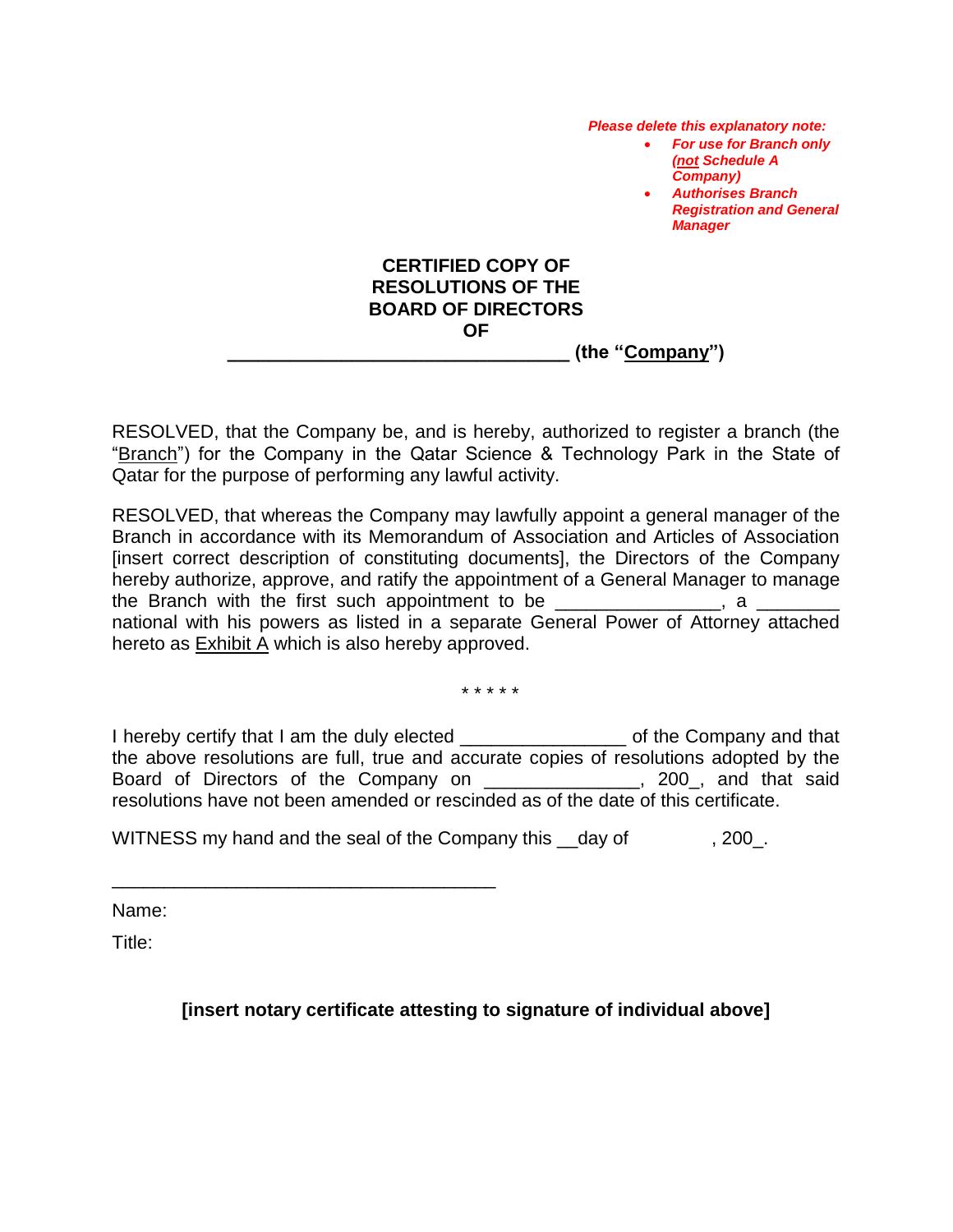***Please delete this explanatory note:***

- ***For use for Branch only (not Schedule A Company)***
- ***Authorises Branch Registration and General Manager***

**CERTIFIED COPY OF RESOLUTIONS OF THE BOARD OF DIRECTORS OF**

**________________________________ (the "Company")**

RESOLVED, that the Company be, and is hereby, authorized to register a branch (the "Branch") for the Company in the Qatar Science & Technology Park in the State of Qatar for the purpose of performing any lawful activity.

RESOLVED, that whereas the Company may lawfully appoint a general manager of the Branch in accordance with its Memorandum of Association and Articles of Association [insert correct description of constituting documents], the Directors of the Company hereby authorize, approve, and ratify the appointment of a General Manager to manage the Branch with the first such appointment to be _______________, a ________ national with his powers as listed in a separate General Power of Attorney attached hereto as Exhibit A which is also hereby approved.

\* \* \* \* \*

I hereby certify that I am the duly elected _______________ of the Company and that the above resolutions are full, true and accurate copies of resolutions adopted by the Board of Directors of the Company on ______________, 200_, and that said resolutions have not been amended or rescinded as of the date of this certificate.

WITNESS my hand and the seal of the Company this __day of , 200_.

____________________________________

Name:

Title:

**[insert notary certificate attesting to signature of individual above]**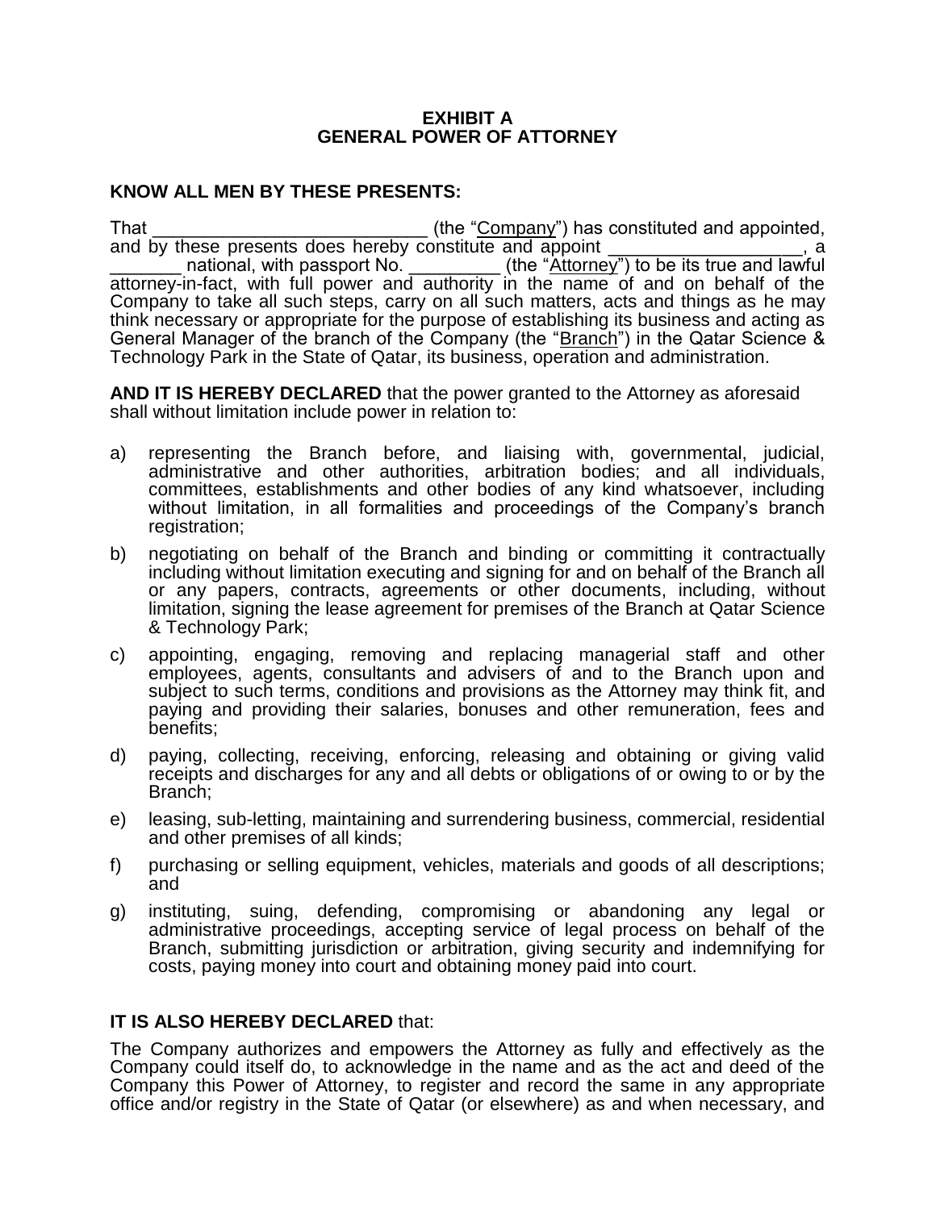**EXHIBIT A**
**GENERAL POWER OF ATTORNEY**

**KNOW ALL MEN BY THESE PRESENTS:**

That ___________________________ (the "Company") has constituted and appointed, and by these presents does hereby constitute and appoint ___________________, a _______ national, with passport No. _________ (the "Attorney") to be its true and lawful attorney-in-fact, with full power and authority in the name of and on behalf of the Company to take all such steps, carry on all such matters, acts and things as he may think necessary or appropriate for the purpose of establishing its business and acting as General Manager of the branch of the Company (the "Branch") in the Qatar Science & Technology Park in the State of Qatar, its business, operation and administration.

**AND IT IS HEREBY DECLARED** that the power granted to the Attorney as aforesaid shall without limitation include power in relation to:

a) representing the Branch before, and liaising with, governmental, judicial, administrative and other authorities, arbitration bodies; and all individuals, committees, establishments and other bodies of any kind whatsoever, including without limitation, in all formalities and proceedings of the Company's branch registration;

b) negotiating on behalf of the Branch and binding or committing it contractually including without limitation executing and signing for and on behalf of the Branch all or any papers, contracts, agreements or other documents, including, without limitation, signing the lease agreement for premises of the Branch at Qatar Science & Technology Park;

c) appointing, engaging, removing and replacing managerial staff and other employees, agents, consultants and advisers of and to the Branch upon and subject to such terms, conditions and provisions as the Attorney may think fit, and paying and providing their salaries, bonuses and other remuneration, fees and benefits;

d) paying, collecting, receiving, enforcing, releasing and obtaining or giving valid receipts and discharges for any and all debts or obligations of or owing to or by the Branch;

e) leasing, sub-letting, maintaining and surrendering business, commercial, residential and other premises of all kinds;

f) purchasing or selling equipment, vehicles, materials and goods of all descriptions; and

g) instituting, suing, defending, compromising or abandoning any legal or administrative proceedings, accepting service of legal process on behalf of the Branch, submitting jurisdiction or arbitration, giving security and indemnifying for costs, paying money into court and obtaining money paid into court.

**IT IS ALSO HEREBY DECLARED** that:

The Company authorizes and empowers the Attorney as fully and effectively as the Company could itself do, to acknowledge in the name and as the act and deed of the Company this Power of Attorney, to register and record the same in any appropriate office and/or registry in the State of Qatar (or elsewhere) as and when necessary, and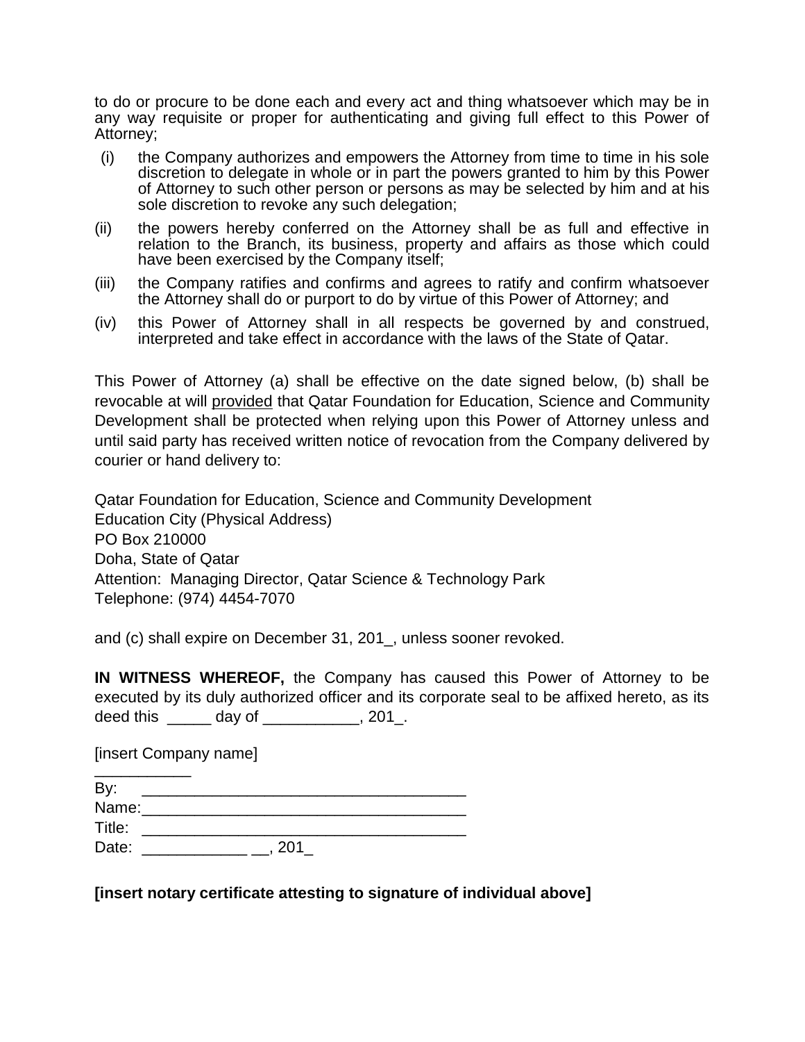to do or procure to be done each and every act and thing whatsoever which may be in any way requisite or proper for authenticating and giving full effect to this Power of Attorney;

(i) the Company authorizes and empowers the Attorney from time to time in his sole discretion to delegate in whole or in part the powers granted to him by this Power of Attorney to such other person or persons as may be selected by him and at his sole discretion to revoke any such delegation;

(ii) the powers hereby conferred on the Attorney shall be as full and effective in relation to the Branch, its business, property and affairs as those which could have been exercised by the Company itself;

(iii) the Company ratifies and confirms and agrees to ratify and confirm whatsoever the Attorney shall do or purport to do by virtue of this Power of Attorney; and

(iv) this Power of Attorney shall in all respects be governed by and construed, interpreted and take effect in accordance with the laws of the State of Qatar.

This Power of Attorney (a) shall be effective on the date signed below, (b) shall be revocable at will <u>provided</u> that Qatar Foundation for Education, Science and Community Development shall be protected when relying upon this Power of Attorney unless and until said party has received written notice of revocation from the Company delivered by courier or hand delivery to:

Qatar Foundation for Education, Science and Community Development
Education City (Physical Address)
PO Box 210000
Doha, State of Qatar
Attention: Managing Director, Qatar Science & Technology Park
Telephone: (974) 4454-7070

and (c) shall expire on December 31, 201_, unless sooner revoked.

**IN WITNESS WHEREOF,** the Company has caused this Power of Attorney to be executed by its duly authorized officer and its corporate seal to be affixed hereto, as its deed this _____ day of ___________, 201_.

[insert Company name]
___________

By: _____________________________________
Name:_____________________________________
Title: _____________________________________
Date: ____________ __, 201_

**[insert notary certificate attesting to signature of individual above]**